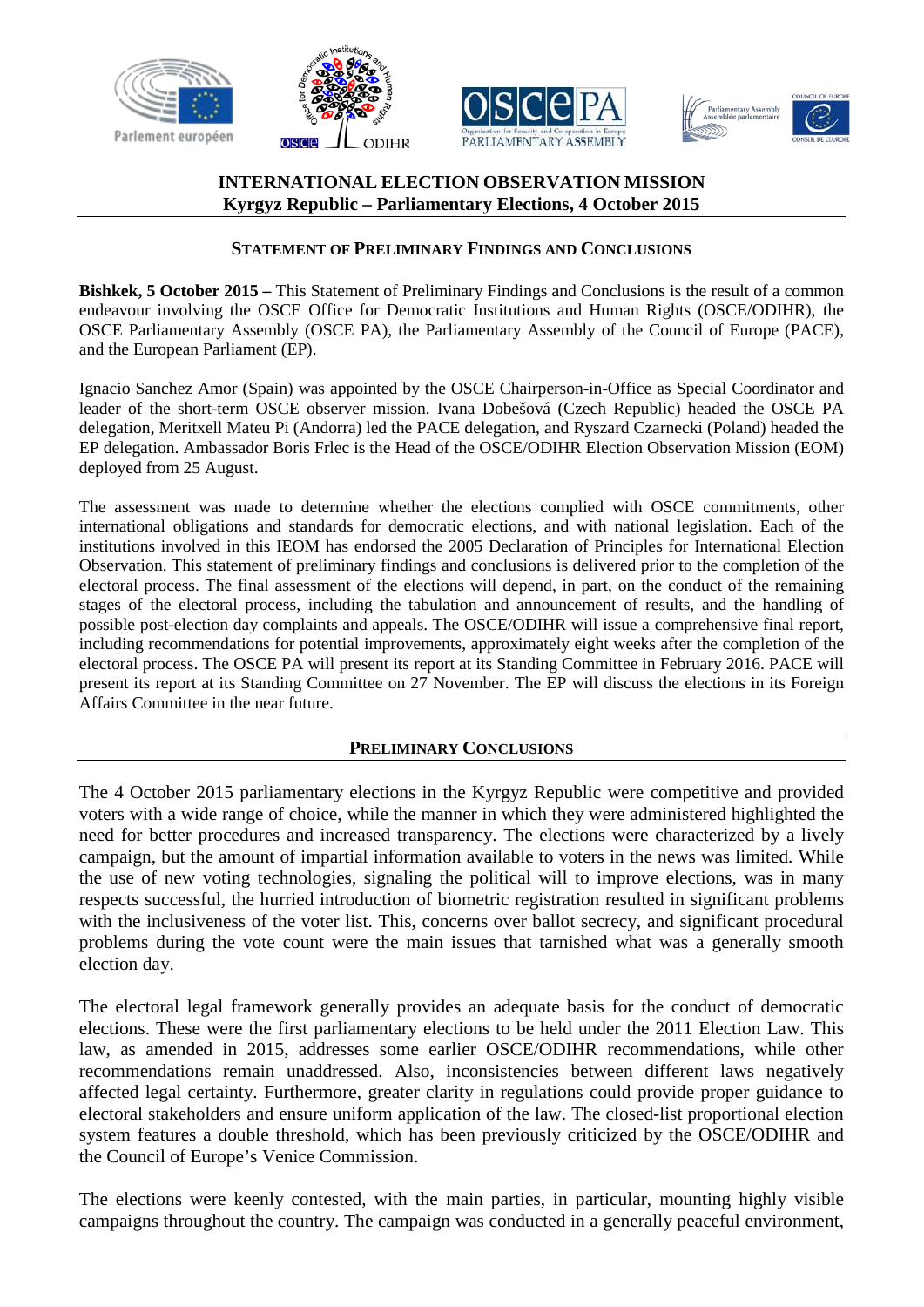# INTERNATIONAL ELECTION OBSERVATION MISSION
## Kyrgyz Republic – Parliamentary Elections, 4 October 2015

### STATEMENT OF PRELIMINARY FINDINGS AND CONCLUSIONS

**Bishkek, 5 October 2015 –** This Statement of Preliminary Findings and Conclusions is the result of a common endeavour involving the OSCE Office for Democratic Institutions and Human Rights (OSCE/ODIHR), the OSCE Parliamentary Assembly (OSCE PA), the Parliamentary Assembly of the Council of Europe (PACE), and the European Parliament (EP).

Ignacio Sanchez Amor (Spain) was appointed by the OSCE Chairperson-in-Office as Special Coordinator and leader of the short-term OSCE observer mission. Ivana Dobešová (Czech Republic) headed the OSCE PA delegation, Meritxell Mateu Pi (Andorra) led the PACE delegation, and Ryszard Czarnecki (Poland) headed the EP delegation. Ambassador Boris Frlec is the Head of the OSCE/ODIHR Election Observation Mission (EOM) deployed from 25 August.

The assessment was made to determine whether the elections complied with OSCE commitments, other international obligations and standards for democratic elections, and with national legislation. Each of the institutions involved in this IEOM has endorsed the 2005 Declaration of Principles for International Election Observation. This statement of preliminary findings and conclusions is delivered prior to the completion of the electoral process. The final assessment of the elections will depend, in part, on the conduct of the remaining stages of the electoral process, including the tabulation and announcement of results, and the handling of possible post-election day complaints and appeals. The OSCE/ODIHR will issue a comprehensive final report, including recommendations for potential improvements, approximately eight weeks after the completion of the electoral process. The OSCE PA will present its report at its Standing Committee in February 2016. PACE will present its report at its Standing Committee on 27 November. The EP will discuss the elections in its Foreign Affairs Committee in the near future.

### PRELIMINARY CONCLUSIONS

The 4 October 2015 parliamentary elections in the Kyrgyz Republic were competitive and provided voters with a wide range of choice, while the manner in which they were administered highlighted the need for better procedures and increased transparency. The elections were characterized by a lively campaign, but the amount of impartial information available to voters in the news was limited. While the use of new voting technologies, signaling the political will to improve elections, was in many respects successful, the hurried introduction of biometric registration resulted in significant problems with the inclusiveness of the voter list. This, concerns over ballot secrecy, and significant procedural problems during the vote count were the main issues that tarnished what was a generally smooth election day.

The electoral legal framework generally provides an adequate basis for the conduct of democratic elections. These were the first parliamentary elections to be held under the 2011 Election Law. This law, as amended in 2015, addresses some earlier OSCE/ODIHR recommendations, while other recommendations remain unaddressed. Also, inconsistencies between different laws negatively affected legal certainty. Furthermore, greater clarity in regulations could provide proper guidance to electoral stakeholders and ensure uniform application of the law. The closed-list proportional election system features a double threshold, which has been previously criticized by the OSCE/ODIHR and the Council of Europe's Venice Commission.

The elections were keenly contested, with the main parties, in particular, mounting highly visible campaigns throughout the country. The campaign was conducted in a generally peaceful environment,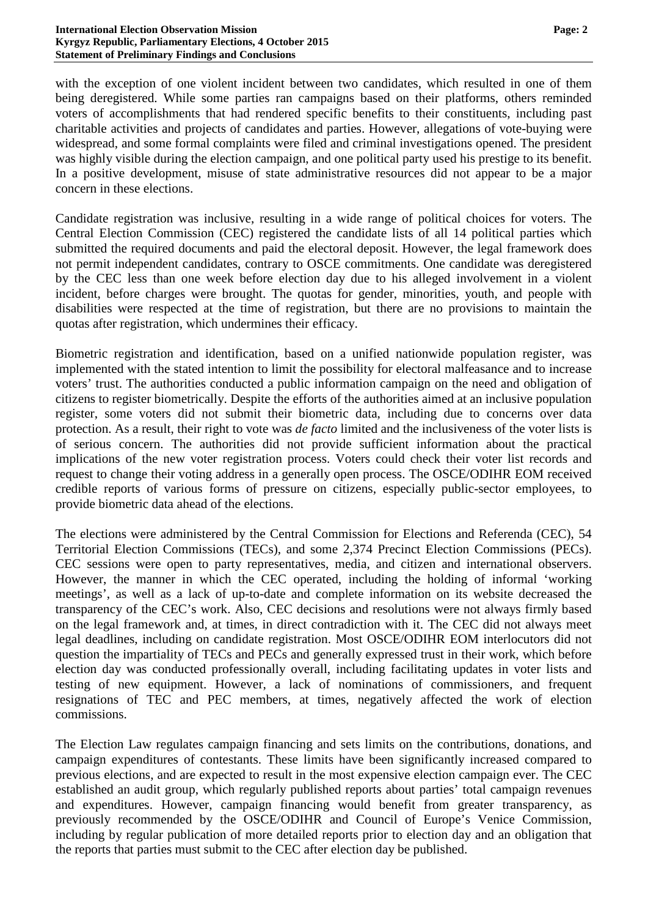with the exception of one violent incident between two candidates, which resulted in one of them being deregistered. While some parties ran campaigns based on their platforms, others reminded voters of accomplishments that had rendered specific benefits to their constituents, including past charitable activities and projects of candidates and parties. However, allegations of vote-buying were widespread, and some formal complaints were filed and criminal investigations opened. The president was highly visible during the election campaign, and one political party used his prestige to its benefit. In a positive development, misuse of state administrative resources did not appear to be a major concern in these elections.

Candidate registration was inclusive, resulting in a wide range of political choices for voters. The Central Election Commission (CEC) registered the candidate lists of all 14 political parties which submitted the required documents and paid the electoral deposit. However, the legal framework does not permit independent candidates, contrary to OSCE commitments. One candidate was deregistered by the CEC less than one week before election day due to his alleged involvement in a violent incident, before charges were brought. The quotas for gender, minorities, youth, and people with disabilities were respected at the time of registration, but there are no provisions to maintain the quotas after registration, which undermines their efficacy.

Biometric registration and identification, based on a unified nationwide population register, was implemented with the stated intention to limit the possibility for electoral malfeasance and to increase voters' trust. The authorities conducted a public information campaign on the need and obligation of citizens to register biometrically. Despite the efforts of the authorities aimed at an inclusive population register, some voters did not submit their biometric data, including due to concerns over data protection. As a result, their right to vote was *de facto* limited and the inclusiveness of the voter lists is of serious concern. The authorities did not provide sufficient information about the practical implications of the new voter registration process. Voters could check their voter list records and request to change their voting address in a generally open process. The OSCE/ODIHR EOM received credible reports of various forms of pressure on citizens, especially public-sector employees, to provide biometric data ahead of the elections.

The elections were administered by the Central Commission for Elections and Referenda (CEC), 54 Territorial Election Commissions (TECs), and some 2,374 Precinct Election Commissions (PECs). CEC sessions were open to party representatives, media, and citizen and international observers. However, the manner in which the CEC operated, including the holding of informal 'working meetings', as well as a lack of up-to-date and complete information on its website decreased the transparency of the CEC's work. Also, CEC decisions and resolutions were not always firmly based on the legal framework and, at times, in direct contradiction with it. The CEC did not always meet legal deadlines, including on candidate registration. Most OSCE/ODIHR EOM interlocutors did not question the impartiality of TECs and PECs and generally expressed trust in their work, which before election day was conducted professionally overall, including facilitating updates in voter lists and testing of new equipment. However, a lack of nominations of commissioners, and frequent resignations of TEC and PEC members, at times, negatively affected the work of election commissions.

The Election Law regulates campaign financing and sets limits on the contributions, donations, and campaign expenditures of contestants. These limits have been significantly increased compared to previous elections, and are expected to result in the most expensive election campaign ever. The CEC established an audit group, which regularly published reports about parties' total campaign revenues and expenditures. However, campaign financing would benefit from greater transparency, as previously recommended by the OSCE/ODIHR and Council of Europe's Venice Commission, including by regular publication of more detailed reports prior to election day and an obligation that the reports that parties must submit to the CEC after election day be published.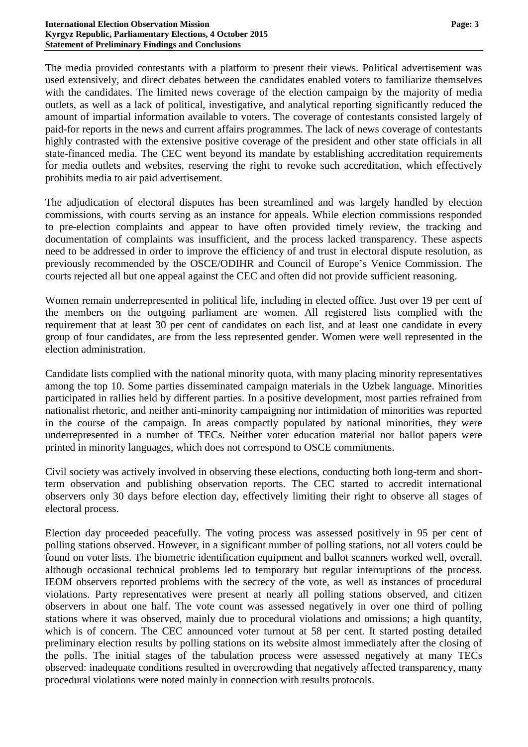The media provided contestants with a platform to present their views. Political advertisement was used extensively, and direct debates between the candidates enabled voters to familiarize themselves with the candidates. The limited news coverage of the election campaign by the majority of media outlets, as well as a lack of political, investigative, and analytical reporting significantly reduced the amount of impartial information available to voters. The coverage of contestants consisted largely of paid-for reports in the news and current affairs programmes. The lack of news coverage of contestants highly contrasted with the extensive positive coverage of the president and other state officials in all state-financed media. The CEC went beyond its mandate by establishing accreditation requirements for media outlets and websites, reserving the right to revoke such accreditation, which effectively prohibits media to air paid advertisement.

The adjudication of electoral disputes has been streamlined and was largely handled by election commissions, with courts serving as an instance for appeals. While election commissions responded to pre-election complaints and appear to have often provided timely review, the tracking and documentation of complaints was insufficient, and the process lacked transparency. These aspects need to be addressed in order to improve the efficiency of and trust in electoral dispute resolution, as previously recommended by the OSCE/ODIHR and Council of Europe's Venice Commission. The courts rejected all but one appeal against the CEC and often did not provide sufficient reasoning.

Women remain underrepresented in political life, including in elected office. Just over 19 per cent of the members on the outgoing parliament are women. All registered lists complied with the requirement that at least 30 per cent of candidates on each list, and at least one candidate in every group of four candidates, are from the less represented gender. Women were well represented in the election administration.

Candidate lists complied with the national minority quota, with many placing minority representatives among the top 10. Some parties disseminated campaign materials in the Uzbek language. Minorities participated in rallies held by different parties. In a positive development, most parties refrained from nationalist rhetoric, and neither anti-minority campaigning nor intimidation of minorities was reported in the course of the campaign. In areas compactly populated by national minorities, they were underrepresented in a number of TECs. Neither voter education material nor ballot papers were printed in minority languages, which does not correspond to OSCE commitments.

Civil society was actively involved in observing these elections, conducting both long-term and short-term observation and publishing observation reports. The CEC started to accredit international observers only 30 days before election day, effectively limiting their right to observe all stages of electoral process.

Election day proceeded peacefully. The voting process was assessed positively in 95 per cent of polling stations observed. However, in a significant number of polling stations, not all voters could be found on voter lists. The biometric identification equipment and ballot scanners worked well, overall, although occasional technical problems led to temporary but regular interruptions of the process. IEOM observers reported problems with the secrecy of the vote, as well as instances of procedural violations. Party representatives were present at nearly all polling stations observed, and citizen observers in about one half. The vote count was assessed negatively in over one third of polling stations where it was observed, mainly due to procedural violations and omissions; a high quantity, which is of concern. The CEC announced voter turnout at 58 per cent. It started posting detailed preliminary election results by polling stations on its website almost immediately after the closing of the polls. The initial stages of the tabulation process were assessed negatively at many TECs observed: inadequate conditions resulted in overcrowding that negatively affected transparency, many procedural violations were noted mainly in connection with results protocols.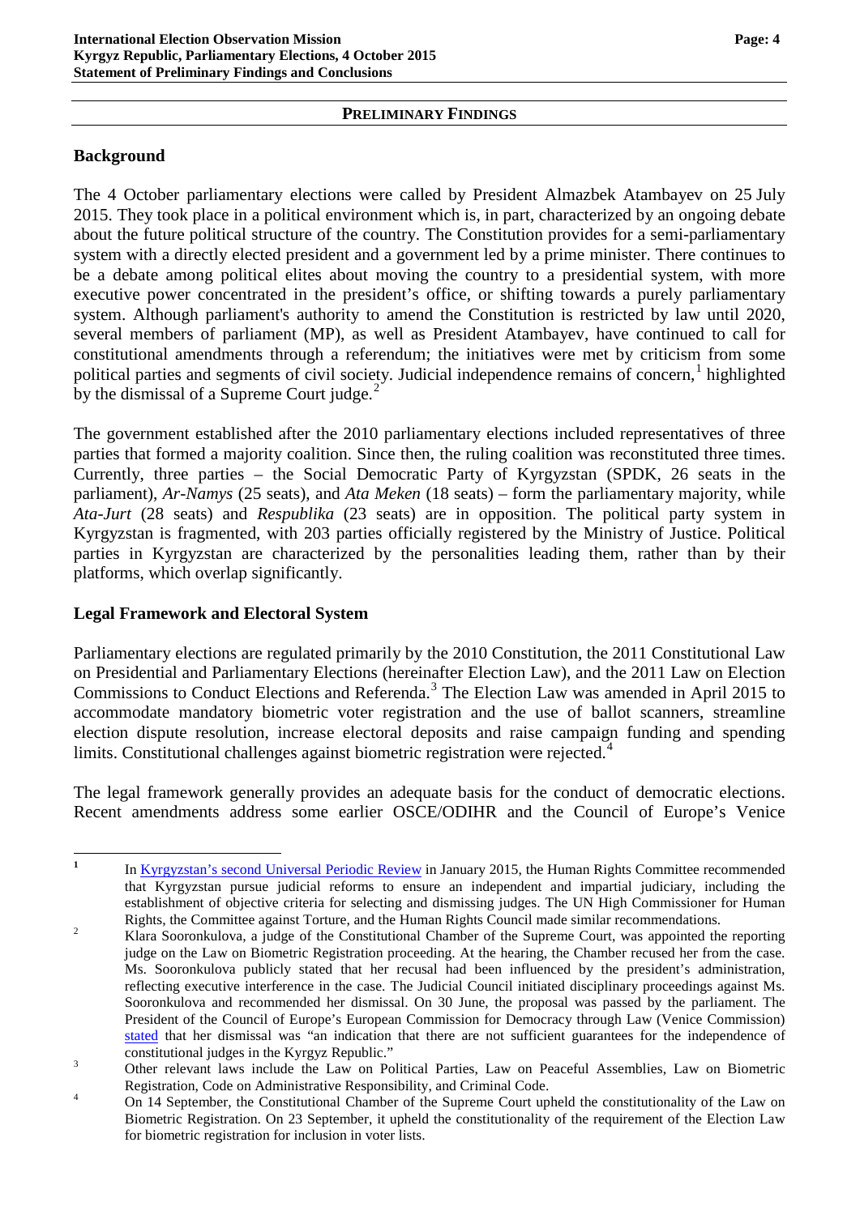## PRELIMINARY FINDINGS

### Background

The 4 October parliamentary elections were called by President Almazbek Atambayev on 25 July 2015. They took place in a political environment which is, in part, characterized by an ongoing debate about the future political structure of the country. The Constitution provides for a semi-parliamentary system with a directly elected president and a government led by a prime minister. There continues to be a debate among political elites about moving the country to a presidential system, with more executive power concentrated in the president's office, or shifting towards a purely parliamentary system. Although parliament's authority to amend the Constitution is restricted by law until 2020, several members of parliament (MP), as well as President Atambayev, have continued to call for constitutional amendments through a referendum; the initiatives were met by criticism from some political parties and segments of civil society. Judicial independence remains of concern,[1] highlighted by the dismissal of a Supreme Court judge.[2]

The government established after the 2010 parliamentary elections included representatives of three parties that formed a majority coalition. Since then, the ruling coalition was reconstituted three times. Currently, three parties – the Social Democratic Party of Kyrgyzstan (SPDK, 26 seats in the parliament), *Ar-Namys* (25 seats), and *Ata Meken* (18 seats) – form the parliamentary majority, while *Ata-Jurt* (28 seats) and *Respublika* (23 seats) are in opposition. The political party system in Kyrgyzstan is fragmented, with 203 parties officially registered by the Ministry of Justice. Political parties in Kyrgyzstan are characterized by the personalities leading them, rather than by their platforms, which overlap significantly.

### Legal Framework and Electoral System

Parliamentary elections are regulated primarily by the 2010 Constitution, the 2011 Constitutional Law on Presidential and Parliamentary Elections (hereinafter Election Law), and the 2011 Law on Election Commissions to Conduct Elections and Referenda.[3] The Election Law was amended in April 2015 to accommodate mandatory biometric voter registration and the use of ballot scanners, streamline election dispute resolution, increase electoral deposits and raise campaign funding and spending limits. Constitutional challenges against biometric registration were rejected.[4]

The legal framework generally provides an adequate basis for the conduct of democratic elections. Recent amendments address some earlier OSCE/ODIHR and the Council of Europe's Venice

---

[1] In Kyrgyzstan's second Universal Periodic Review in January 2015, the Human Rights Committee recommended that Kyrgyzstan pursue judicial reforms to ensure an independent and impartial judiciary, including the establishment of objective criteria for selecting and dismissing judges. The UN High Commissioner for Human Rights, the Committee against Torture, and the Human Rights Council made similar recommendations.

[2] Klara Sooronkulova, a judge of the Constitutional Chamber of the Supreme Court, was appointed the reporting judge on the Law on Biometric Registration proceeding. At the hearing, the Chamber recused her from the case. Ms. Sooronkulova publicly stated that her recusal had been influenced by the president's administration, reflecting executive interference in the case. The Judicial Council initiated disciplinary proceedings against Ms. Sooronkulova and recommended her dismissal. On 30 June, the proposal was passed by the parliament. The President of the Council of Europe's European Commission for Democracy through Law (Venice Commission) stated that her dismissal was "an indication that there are not sufficient guarantees for the independence of constitutional judges in the Kyrgyz Republic."

[3] Other relevant laws include the Law on Political Parties, Law on Peaceful Assemblies, Law on Biometric Registration, Code on Administrative Responsibility, and Criminal Code.

[4] On 14 September, the Constitutional Chamber of the Supreme Court upheld the constitutionality of the Law on Biometric Registration. On 23 September, it upheld the constitutionality of the requirement of the Election Law for biometric registration for inclusion in voter lists.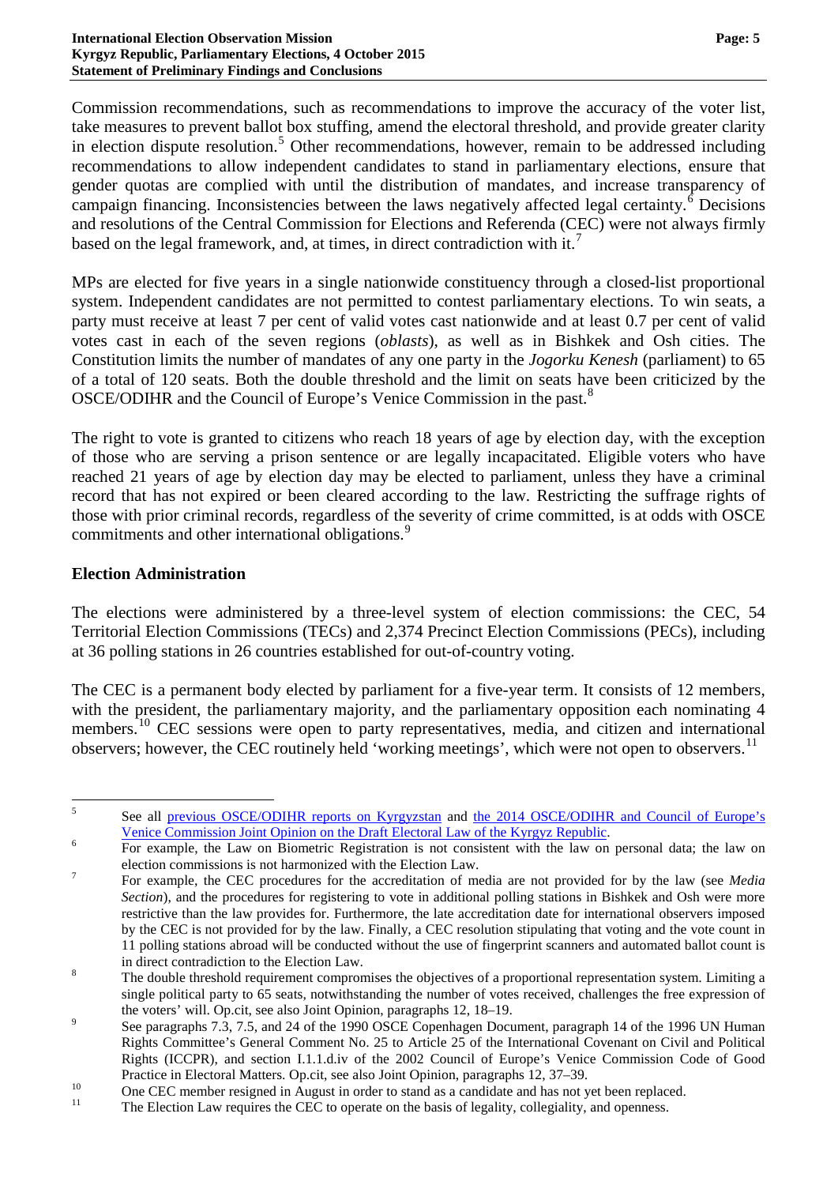Commission recommendations, such as recommendations to improve the accuracy of the voter list, take measures to prevent ballot box stuffing, amend the electoral threshold, and provide greater clarity in election dispute resolution.[5] Other recommendations, however, remain to be addressed including recommendations to allow independent candidates to stand in parliamentary elections, ensure that gender quotas are complied with until the distribution of mandates, and increase transparency of campaign financing. Inconsistencies between the laws negatively affected legal certainty.[6] Decisions and resolutions of the Central Commission for Elections and Referenda (CEC) were not always firmly based on the legal framework, and, at times, in direct contradiction with it.[7]

MPs are elected for five years in a single nationwide constituency through a closed-list proportional system. Independent candidates are not permitted to contest parliamentary elections. To win seats, a party must receive at least 7 per cent of valid votes cast nationwide and at least 0.7 per cent of valid votes cast in each of the seven regions (*oblasts*), as well as in Bishkek and Osh cities. The Constitution limits the number of mandates of any one party in the *Jogorku Kenesh* (parliament) to 65 of a total of 120 seats. Both the double threshold and the limit on seats have been criticized by the OSCE/ODIHR and the Council of Europe's Venice Commission in the past.[8]

The right to vote is granted to citizens who reach 18 years of age by election day, with the exception of those who are serving a prison sentence or are legally incapacitated. Eligible voters who have reached 21 years of age by election day may be elected to parliament, unless they have a criminal record that has not expired or been cleared according to the law. Restricting the suffrage rights of those with prior criminal records, regardless of the severity of crime committed, is at odds with OSCE commitments and other international obligations.[9]

## Election Administration

The elections were administered by a three-level system of election commissions: the CEC, 54 Territorial Election Commissions (TECs) and 2,374 Precinct Election Commissions (PECs), including at 36 polling stations in 26 countries established for out-of-country voting.

The CEC is a permanent body elected by parliament for a five-year term. It consists of 12 members, with the president, the parliamentary majority, and the parliamentary opposition each nominating 4 members.[10] CEC sessions were open to party representatives, media, and citizen and international observers; however, the CEC routinely held 'working meetings', which were not open to observers.[11]

---

[5] See all previous OSCE/ODIHR reports on Kyrgyzstan and the 2014 OSCE/ODIHR and Council of Europe's Venice Commission Joint Opinion on the Draft Electoral Law of the Kyrgyz Republic.

[6] For example, the Law on Biometric Registration is not consistent with the law on personal data; the law on election commissions is not harmonized with the Election Law.

[7] For example, the CEC procedures for the accreditation of media are not provided for by the law (see *Media Section*), and the procedures for registering to vote in additional polling stations in Bishkek and Osh were more restrictive than the law provides for. Furthermore, the late accreditation date for international observers imposed by the CEC is not provided for by the law. Finally, a CEC resolution stipulating that voting and the vote count in 11 polling stations abroad will be conducted without the use of fingerprint scanners and automated ballot count is in direct contradiction to the Election Law.

[8] The double threshold requirement compromises the objectives of a proportional representation system. Limiting a single political party to 65 seats, notwithstanding the number of votes received, challenges the free expression of the voters' will. Op.cit, see also Joint Opinion, paragraphs 12, 18–19.

[9] See paragraphs 7.3, 7.5, and 24 of the 1990 OSCE Copenhagen Document, paragraph 14 of the 1996 UN Human Rights Committee's General Comment No. 25 to Article 25 of the International Covenant on Civil and Political Rights (ICCPR), and section I.1.1.d.iv of the 2002 Council of Europe's Venice Commission Code of Good Practice in Electoral Matters. Op.cit, see also Joint Opinion, paragraphs 12, 37–39.

[10] One CEC member resigned in August in order to stand as a candidate and has not yet been replaced.

[11] The Election Law requires the CEC to operate on the basis of legality, collegiality, and openness.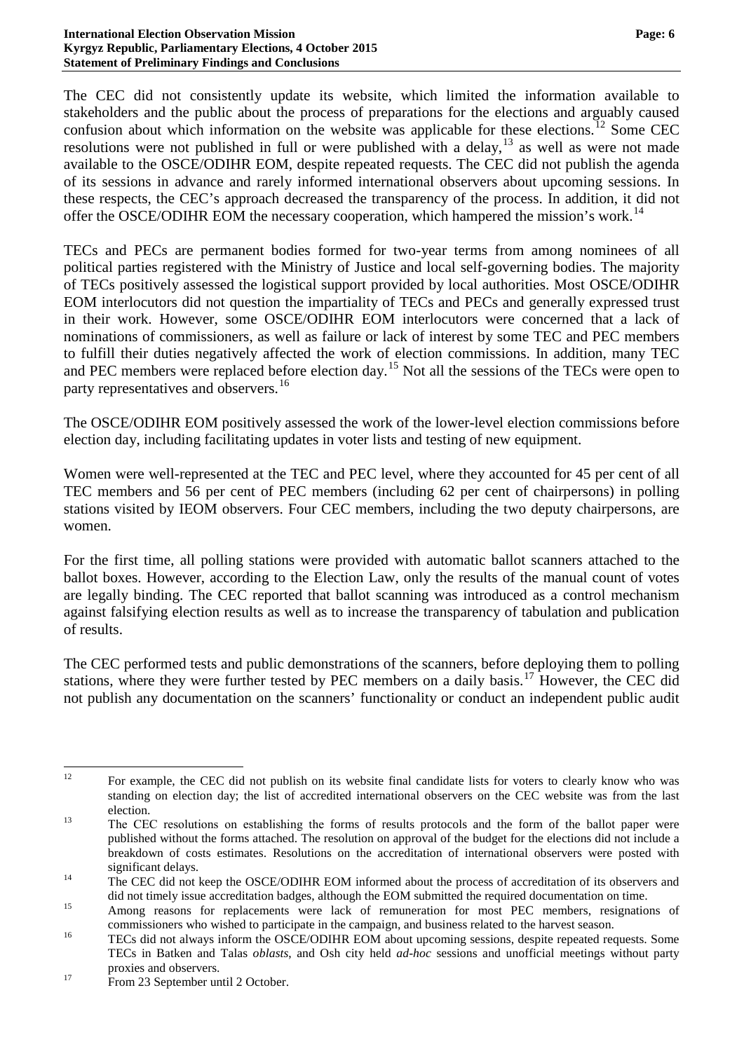The CEC did not consistently update its website, which limited the information available to stakeholders and the public about the process of preparations for the elections and arguably caused confusion about which information on the website was applicable for these elections.[12] Some CEC resolutions were not published in full or were published with a delay,[13] as well as were not made available to the OSCE/ODIHR EOM, despite repeated requests. The CEC did not publish the agenda of its sessions in advance and rarely informed international observers about upcoming sessions. In these respects, the CEC's approach decreased the transparency of the process. In addition, it did not offer the OSCE/ODIHR EOM the necessary cooperation, which hampered the mission's work.[14]

TECs and PECs are permanent bodies formed for two-year terms from among nominees of all political parties registered with the Ministry of Justice and local self-governing bodies. The majority of TECs positively assessed the logistical support provided by local authorities. Most OSCE/ODIHR EOM interlocutors did not question the impartiality of TECs and PECs and generally expressed trust in their work. However, some OSCE/ODIHR EOM interlocutors were concerned that a lack of nominations of commissioners, as well as failure or lack of interest by some TEC and PEC members to fulfill their duties negatively affected the work of election commissions. In addition, many TEC and PEC members were replaced before election day.[15] Not all the sessions of the TECs were open to party representatives and observers.[16]

The OSCE/ODIHR EOM positively assessed the work of the lower-level election commissions before election day, including facilitating updates in voter lists and testing of new equipment.

Women were well-represented at the TEC and PEC level, where they accounted for 45 per cent of all TEC members and 56 per cent of PEC members (including 62 per cent of chairpersons) in polling stations visited by IEOM observers. Four CEC members, including the two deputy chairpersons, are women.

For the first time, all polling stations were provided with automatic ballot scanners attached to the ballot boxes. However, according to the Election Law, only the results of the manual count of votes are legally binding. The CEC reported that ballot scanning was introduced as a control mechanism against falsifying election results as well as to increase the transparency of tabulation and publication of results.

The CEC performed tests and public demonstrations of the scanners, before deploying them to polling stations, where they were further tested by PEC members on a daily basis.[17] However, the CEC did not publish any documentation on the scanners' functionality or conduct an independent public audit

---

[12] For example, the CEC did not publish on its website final candidate lists for voters to clearly know who was standing on election day; the list of accredited international observers on the CEC website was from the last election.

[13] The CEC resolutions on establishing the forms of results protocols and the form of the ballot paper were published without the forms attached. The resolution on approval of the budget for the elections did not include a breakdown of costs estimates. Resolutions on the accreditation of international observers were posted with significant delays.

[14] The CEC did not keep the OSCE/ODIHR EOM informed about the process of accreditation of its observers and did not timely issue accreditation badges, although the EOM submitted the required documentation on time.

[15] Among reasons for replacements were lack of remuneration for most PEC members, resignations of commissioners who wished to participate in the campaign, and business related to the harvest season.

[16] TECs did not always inform the OSCE/ODIHR EOM about upcoming sessions, despite repeated requests. Some TECs in Batken and Talas *oblasts*, and Osh city held *ad-hoc* sessions and unofficial meetings without party proxies and observers.

[17] From 23 September until 2 October.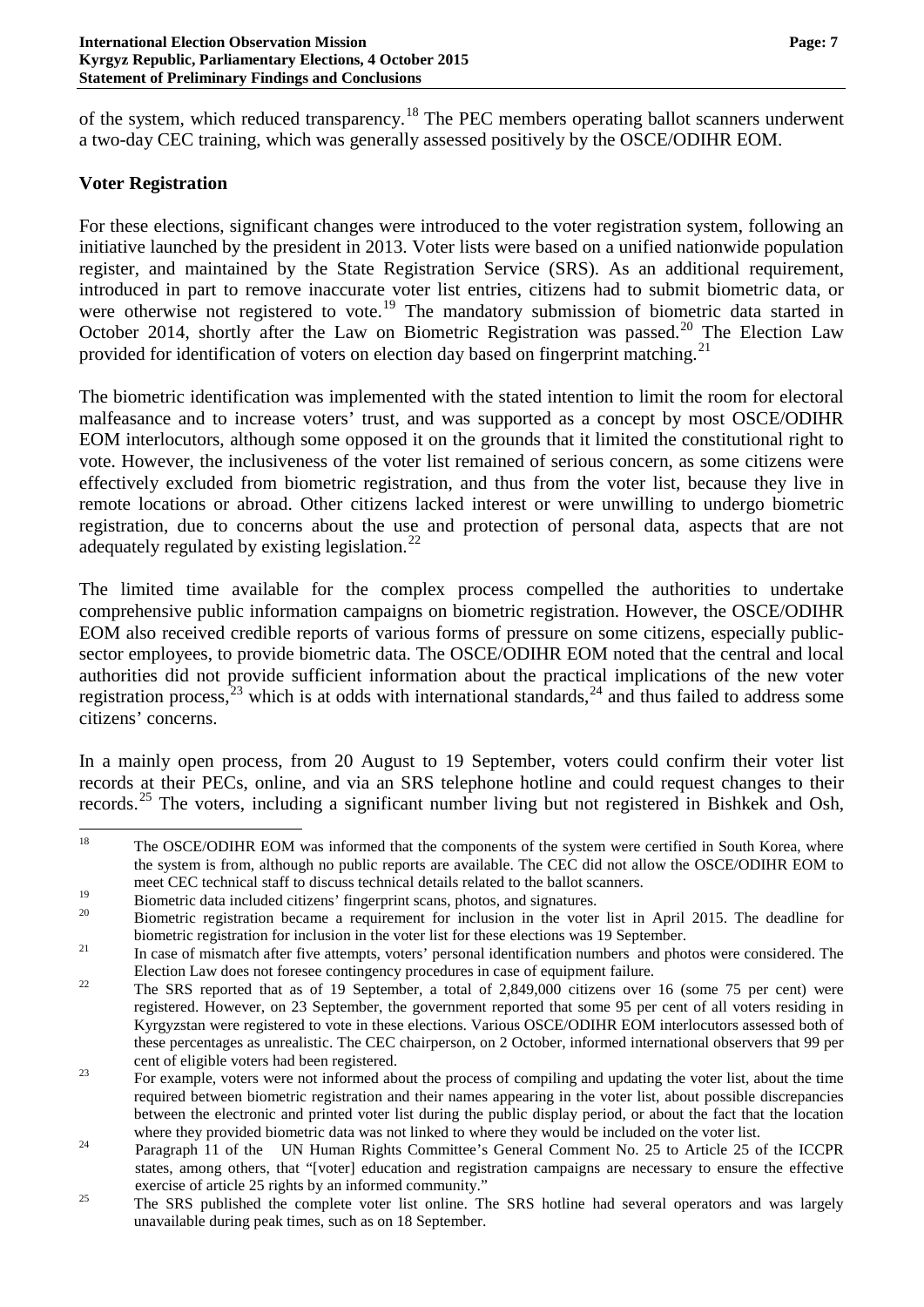of the system, which reduced transparency.[18] The PEC members operating ballot scanners underwent a two-day CEC training, which was generally assessed positively by the OSCE/ODIHR EOM.

### Voter Registration

For these elections, significant changes were introduced to the voter registration system, following an initiative launched by the president in 2013. Voter lists were based on a unified nationwide population register, and maintained by the State Registration Service (SRS). As an additional requirement, introduced in part to remove inaccurate voter list entries, citizens had to submit biometric data, or were otherwise not registered to vote.[19] The mandatory submission of biometric data started in October 2014, shortly after the Law on Biometric Registration was passed.[20] The Election Law provided for identification of voters on election day based on fingerprint matching.[21]

The biometric identification was implemented with the stated intention to limit the room for electoral malfeasance and to increase voters' trust, and was supported as a concept by most OSCE/ODIHR EOM interlocutors, although some opposed it on the grounds that it limited the constitutional right to vote. However, the inclusiveness of the voter list remained of serious concern, as some citizens were effectively excluded from biometric registration, and thus from the voter list, because they live in remote locations or abroad. Other citizens lacked interest or were unwilling to undergo biometric registration, due to concerns about the use and protection of personal data, aspects that are not adequately regulated by existing legislation.[22]

The limited time available for the complex process compelled the authorities to undertake comprehensive public information campaigns on biometric registration. However, the OSCE/ODIHR EOM also received credible reports of various forms of pressure on some citizens, especially public-sector employees, to provide biometric data. The OSCE/ODIHR EOM noted that the central and local authorities did not provide sufficient information about the practical implications of the new voter registration process,[23] which is at odds with international standards,[24] and thus failed to address some citizens' concerns.

In a mainly open process, from 20 August to 19 September, voters could confirm their voter list records at their PECs, online, and via an SRS telephone hotline and could request changes to their records.[25] The voters, including a significant number living but not registered in Bishkek and Osh,

---

[18] The OSCE/ODIHR EOM was informed that the components of the system were certified in South Korea, where the system is from, although no public reports are available. The CEC did not allow the OSCE/ODIHR EOM to meet CEC technical staff to discuss technical details related to the ballot scanners.

[19] Biometric data included citizens' fingerprint scans, photos, and signatures.

[20] Biometric registration became a requirement for inclusion in the voter list in April 2015. The deadline for biometric registration for inclusion in the voter list for these elections was 19 September.

[21] In case of mismatch after five attempts, voters' personal identification numbers and photos were considered. The Election Law does not foresee contingency procedures in case of equipment failure.

[22] The SRS reported that as of 19 September, a total of 2,849,000 citizens over 16 (some 75 per cent) were registered. However, on 23 September, the government reported that some 95 per cent of all voters residing in Kyrgyzstan were registered to vote in these elections. Various OSCE/ODIHR EOM interlocutors assessed both of these percentages as unrealistic. The CEC chairperson, on 2 October, informed international observers that 99 per cent of eligible voters had been registered.

[23] For example, voters were not informed about the process of compiling and updating the voter list, about the time required between biometric registration and their names appearing in the voter list, about possible discrepancies between the electronic and printed voter list during the public display period, or about the fact that the location where they provided biometric data was not linked to where they would be included on the voter list.

[24] Paragraph 11 of the UN Human Rights Committee's General Comment No. 25 to Article 25 of the ICCPR states, among others, that "[voter] education and registration campaigns are necessary to ensure the effective exercise of article 25 rights by an informed community."

[25] The SRS published the complete voter list online. The SRS hotline had several operators and was largely unavailable during peak times, such as on 18 September.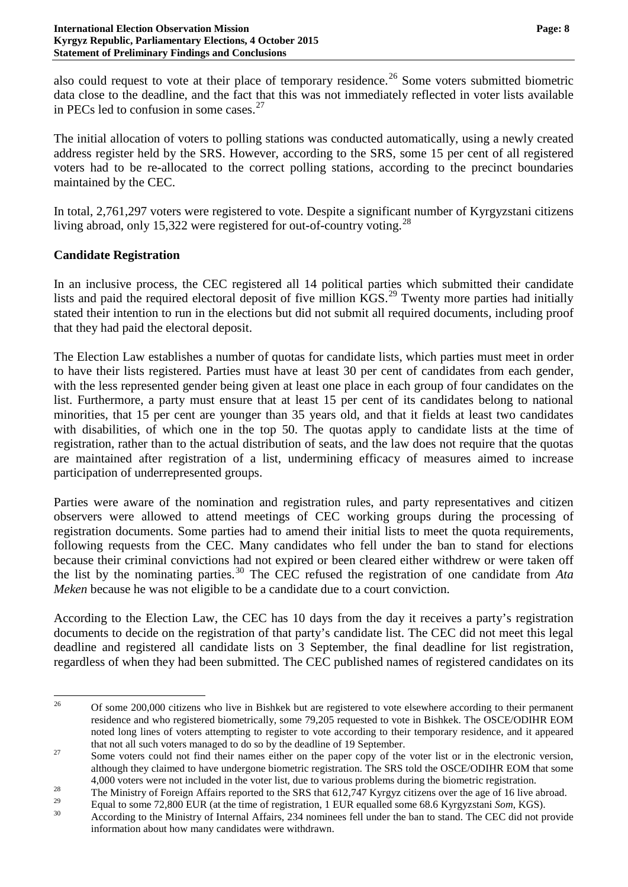also could request to vote at their place of temporary residence.[26] Some voters submitted biometric data close to the deadline, and the fact that this was not immediately reflected in voter lists available in PECs led to confusion in some cases.[27]

The initial allocation of voters to polling stations was conducted automatically, using a newly created address register held by the SRS. However, according to the SRS, some 15 per cent of all registered voters had to be re-allocated to the correct polling stations, according to the precinct boundaries maintained by the CEC.

In total, 2,761,297 voters were registered to vote. Despite a significant number of Kyrgyzstani citizens living abroad, only 15,322 were registered for out-of-country voting.[28]

## Candidate Registration

In an inclusive process, the CEC registered all 14 political parties which submitted their candidate lists and paid the required electoral deposit of five million KGS.[29] Twenty more parties had initially stated their intention to run in the elections but did not submit all required documents, including proof that they had paid the electoral deposit.

The Election Law establishes a number of quotas for candidate lists, which parties must meet in order to have their lists registered. Parties must have at least 30 per cent of candidates from each gender, with the less represented gender being given at least one place in each group of four candidates on the list. Furthermore, a party must ensure that at least 15 per cent of its candidates belong to national minorities, that 15 per cent are younger than 35 years old, and that it fields at least two candidates with disabilities, of which one in the top 50. The quotas apply to candidate lists at the time of registration, rather than to the actual distribution of seats, and the law does not require that the quotas are maintained after registration of a list, undermining efficacy of measures aimed to increase participation of underrepresented groups.

Parties were aware of the nomination and registration rules, and party representatives and citizen observers were allowed to attend meetings of CEC working groups during the processing of registration documents. Some parties had to amend their initial lists to meet the quota requirements, following requests from the CEC. Many candidates who fell under the ban to stand for elections because their criminal convictions had not expired or been cleared either withdrew or were taken off the list by the nominating parties.[30] The CEC refused the registration of one candidate from *Ata Meken* because he was not eligible to be a candidate due to a court conviction.

According to the Election Law, the CEC has 10 days from the day it receives a party's registration documents to decide on the registration of that party's candidate list. The CEC did not meet this legal deadline and registered all candidate lists on 3 September, the final deadline for list registration, regardless of when they had been submitted. The CEC published names of registered candidates on its

---

[26] Of some 200,000 citizens who live in Bishkek but are registered to vote elsewhere according to their permanent residence and who registered biometrically, some 79,205 requested to vote in Bishkek. The OSCE/ODIHR EOM noted long lines of voters attempting to register to vote according to their temporary residence, and it appeared that not all such voters managed to do so by the deadline of 19 September.

[27] Some voters could not find their names either on the paper copy of the voter list or in the electronic version, although they claimed to have undergone biometric registration. The SRS told the OSCE/ODIHR EOM that some 4,000 voters were not included in the voter list, due to various problems during the biometric registration.

[28] The Ministry of Foreign Affairs reported to the SRS that 612,747 Kyrgyz citizens over the age of 16 live abroad.

[29] Equal to some 72,800 EUR (at the time of registration, 1 EUR equalled some 68.6 Kyrgyzstani *Som*, KGS).

[30] According to the Ministry of Internal Affairs, 234 nominees fell under the ban to stand. The CEC did not provide information about how many candidates were withdrawn.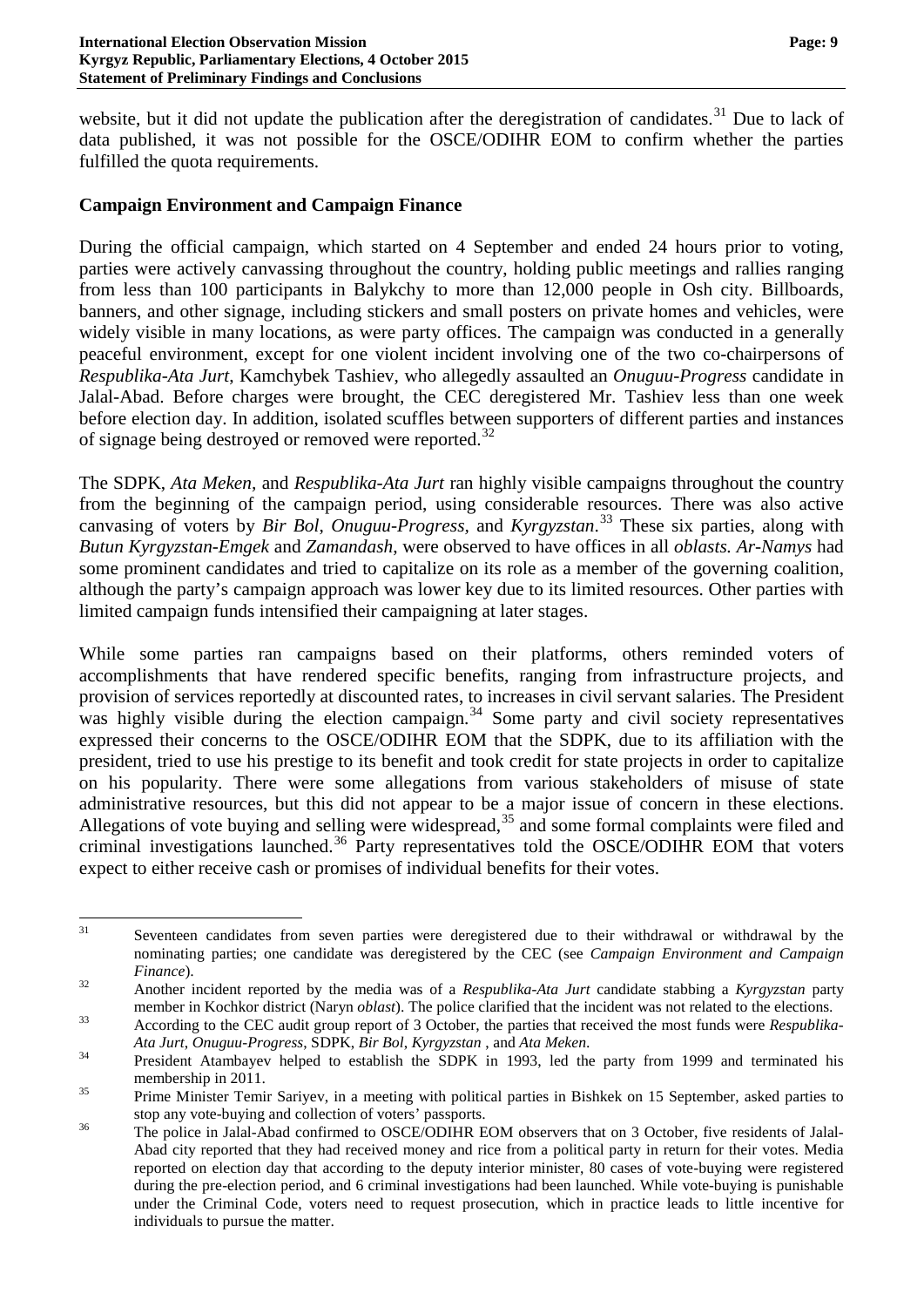website, but it did not update the publication after the deregistration of candidates.[31] Due to lack of data published, it was not possible for the OSCE/ODIHR EOM to confirm whether the parties fulfilled the quota requirements.

### Campaign Environment and Campaign Finance

During the official campaign, which started on 4 September and ended 24 hours prior to voting, parties were actively canvassing throughout the country, holding public meetings and rallies ranging from less than 100 participants in Balykchy to more than 12,000 people in Osh city. Billboards, banners, and other signage, including stickers and small posters on private homes and vehicles, were widely visible in many locations, as were party offices. The campaign was conducted in a generally peaceful environment, except for one violent incident involving one of the two co-chairpersons of *Respublika-Ata Jurt*, Kamchybek Tashiev, who allegedly assaulted an *Onuguu-Progress* candidate in Jalal-Abad. Before charges were brought, the CEC deregistered Mr. Tashiev less than one week before election day. In addition, isolated scuffles between supporters of different parties and instances of signage being destroyed or removed were reported.[32]

The SDPK, *Ata Meken*, and *Respublika-Ata Jurt* ran highly visible campaigns throughout the country from the beginning of the campaign period, using considerable resources. There was also active canvasing of voters by *Bir Bol*, *Onuguu-Progress*, and *Kyrgyzstan*.[33] These six parties, along with *Butun Kyrgyzstan-Emgek* and *Zamandash*, were observed to have offices in all *oblasts. Ar-Namys* had some prominent candidates and tried to capitalize on its role as a member of the governing coalition, although the party's campaign approach was lower key due to its limited resources. Other parties with limited campaign funds intensified their campaigning at later stages.

While some parties ran campaigns based on their platforms, others reminded voters of accomplishments that have rendered specific benefits, ranging from infrastructure projects, and provision of services reportedly at discounted rates, to increases in civil servant salaries. The President was highly visible during the election campaign.[34] Some party and civil society representatives expressed their concerns to the OSCE/ODIHR EOM that the SDPK, due to its affiliation with the president, tried to use his prestige to its benefit and took credit for state projects in order to capitalize on his popularity. There were some allegations from various stakeholders of misuse of state administrative resources, but this did not appear to be a major issue of concern in these elections. Allegations of vote buying and selling were widespread,[35] and some formal complaints were filed and criminal investigations launched.[36] Party representatives told the OSCE/ODIHR EOM that voters expect to either receive cash or promises of individual benefits for their votes.

---

[31] Seventeen candidates from seven parties were deregistered due to their withdrawal or withdrawal by the nominating parties; one candidate was deregistered by the CEC (see *Campaign Environment and Campaign Finance*).

[32] Another incident reported by the media was of a *Respublika-Ata Jurt* candidate stabbing a *Kyrgyzstan* party member in Kochkor district (Naryn *oblast*). The police clarified that the incident was not related to the elections.

[33] According to the CEC audit group report of 3 October, the parties that received the most funds were *Respublika-Ata Jurt*, *Onuguu-Progress*, SDPK, *Bir Bol*, *Kyrgyzstan* , and *Ata Meken*.

[34] President Atambayev helped to establish the SDPK in 1993, led the party from 1999 and terminated his membership in 2011.

[35] Prime Minister Temir Sariyev, in a meeting with political parties in Bishkek on 15 September, asked parties to stop any vote-buying and collection of voters' passports.

[36] The police in Jalal-Abad confirmed to OSCE/ODIHR EOM observers that on 3 October, five residents of Jalal-Abad city reported that they had received money and rice from a political party in return for their votes. Media reported on election day that according to the deputy interior minister, 80 cases of vote-buying were registered during the pre-election period, and 6 criminal investigations had been launched. While vote-buying is punishable under the Criminal Code, voters need to request prosecution, which in practice leads to little incentive for individuals to pursue the matter.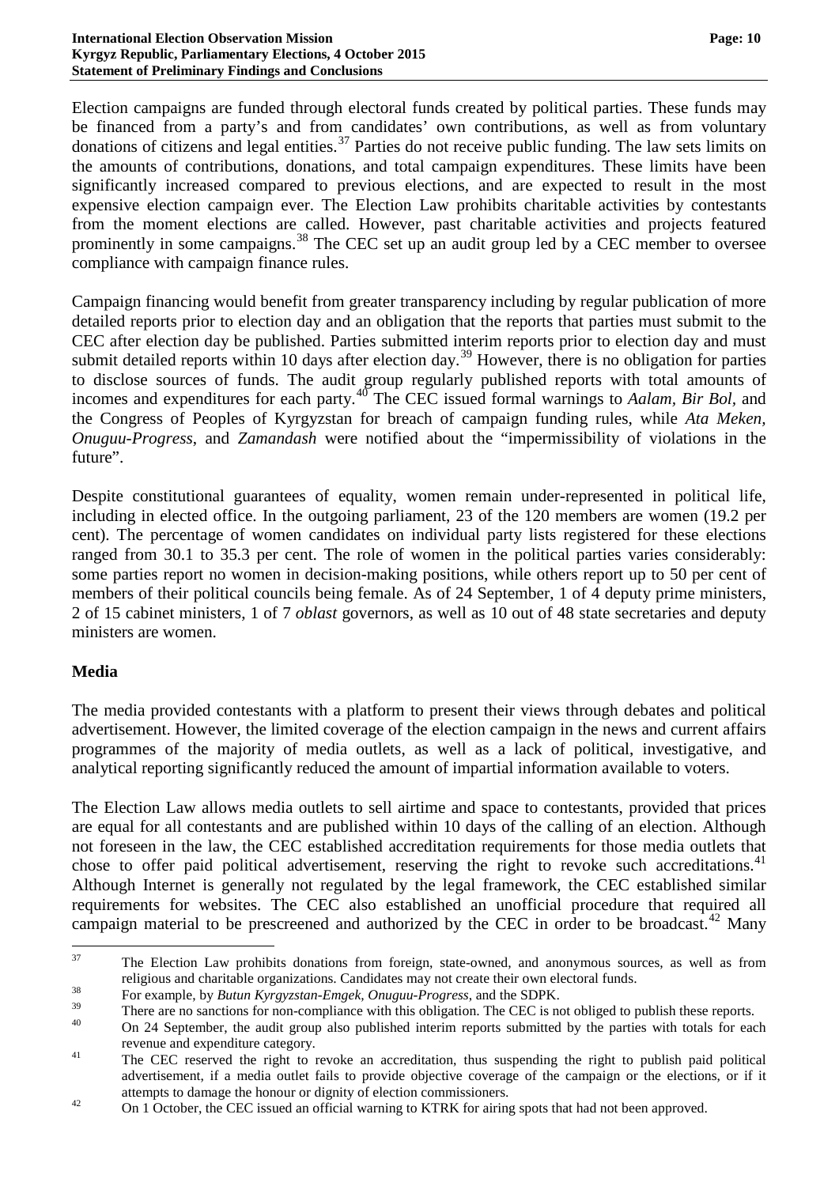Election campaigns are funded through electoral funds created by political parties. These funds may be financed from a party's and from candidates' own contributions, as well as from voluntary donations of citizens and legal entities.[37] Parties do not receive public funding. The law sets limits on the amounts of contributions, donations, and total campaign expenditures. These limits have been significantly increased compared to previous elections, and are expected to result in the most expensive election campaign ever. The Election Law prohibits charitable activities by contestants from the moment elections are called. However, past charitable activities and projects featured prominently in some campaigns.[38] The CEC set up an audit group led by a CEC member to oversee compliance with campaign finance rules.

Campaign financing would benefit from greater transparency including by regular publication of more detailed reports prior to election day and an obligation that the reports that parties must submit to the CEC after election day be published. Parties submitted interim reports prior to election day and must submit detailed reports within 10 days after election day.[39] However, there is no obligation for parties to disclose sources of funds. The audit group regularly published reports with total amounts of incomes and expenditures for each party.[40] The CEC issued formal warnings to *Aalam*, *Bir Bol*, and the Congress of Peoples of Kyrgyzstan for breach of campaign funding rules, while *Ata Meken*, *Onuguu-Progress*, and *Zamandash* were notified about the "impermissibility of violations in the future".

Despite constitutional guarantees of equality, women remain under-represented in political life, including in elected office. In the outgoing parliament, 23 of the 120 members are women (19.2 per cent). The percentage of women candidates on individual party lists registered for these elections ranged from 30.1 to 35.3 per cent. The role of women in the political parties varies considerably: some parties report no women in decision-making positions, while others report up to 50 per cent of members of their political councils being female. As of 24 September, 1 of 4 deputy prime ministers, 2 of 15 cabinet ministers, 1 of 7 *oblast* governors, as well as 10 out of 48 state secretaries and deputy ministers are women.

## Media

The media provided contestants with a platform to present their views through debates and political advertisement. However, the limited coverage of the election campaign in the news and current affairs programmes of the majority of media outlets, as well as a lack of political, investigative, and analytical reporting significantly reduced the amount of impartial information available to voters.

The Election Law allows media outlets to sell airtime and space to contestants, provided that prices are equal for all contestants and are published within 10 days of the calling of an election. Although not foreseen in the law, the CEC established accreditation requirements for those media outlets that chose to offer paid political advertisement, reserving the right to revoke such accreditations.[41] Although Internet is generally not regulated by the legal framework, the CEC established similar requirements for websites. The CEC also established an unofficial procedure that required all campaign material to be prescreened and authorized by the CEC in order to be broadcast.[42] Many

---

[37] The Election Law prohibits donations from foreign, state-owned, and anonymous sources, as well as from religious and charitable organizations. Candidates may not create their own electoral funds.

[38] For example, by *Butun Kyrgyzstan-Emgek*, *Onuguu-Progress*, and the SDPK.

[39] There are no sanctions for non-compliance with this obligation. The CEC is not obliged to publish these reports.

[40] On 24 September, the audit group also published interim reports submitted by the parties with totals for each revenue and expenditure category.

[41] The CEC reserved the right to revoke an accreditation, thus suspending the right to publish paid political advertisement, if a media outlet fails to provide objective coverage of the campaign or the elections, or if it attempts to damage the honour or dignity of election commissioners.

[42] On 1 October, the CEC issued an official warning to KTRK for airing spots that had not been approved.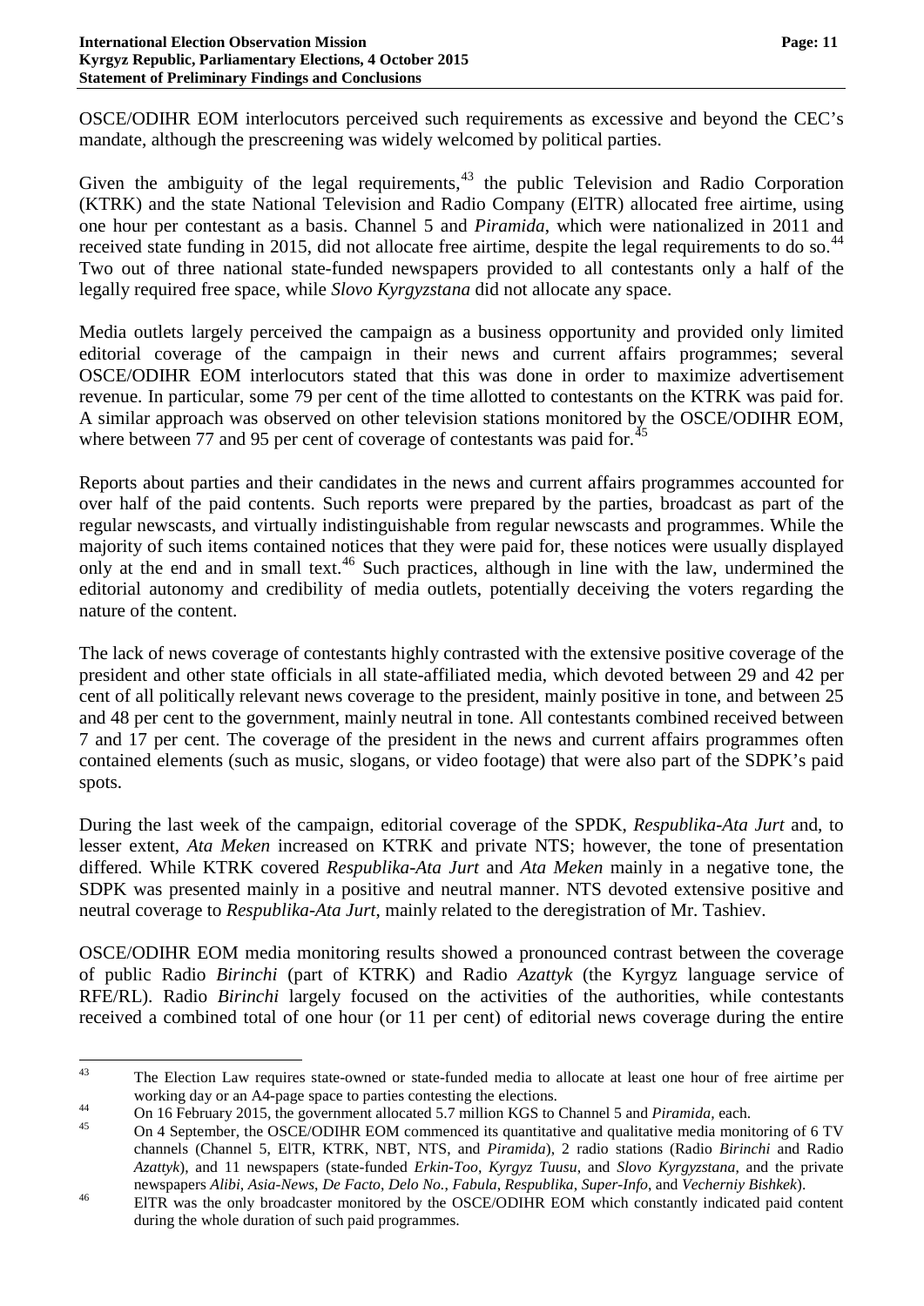OSCE/ODIHR EOM interlocutors perceived such requirements as excessive and beyond the CEC's mandate, although the prescreening was widely welcomed by political parties.

Given the ambiguity of the legal requirements,[43] the public Television and Radio Corporation (KTRK) and the state National Television and Radio Company (ElTR) allocated free airtime, using one hour per contestant as a basis. Channel 5 and *Piramida*, which were nationalized in 2011 and received state funding in 2015, did not allocate free airtime, despite the legal requirements to do so.[44] Two out of three national state-funded newspapers provided to all contestants only a half of the legally required free space, while *Slovo Kyrgyzstana* did not allocate any space.

Media outlets largely perceived the campaign as a business opportunity and provided only limited editorial coverage of the campaign in their news and current affairs programmes; several OSCE/ODIHR EOM interlocutors stated that this was done in order to maximize advertisement revenue. In particular, some 79 per cent of the time allotted to contestants on the KTRK was paid for. A similar approach was observed on other television stations monitored by the OSCE/ODIHR EOM, where between 77 and 95 per cent of coverage of contestants was paid for.[45]

Reports about parties and their candidates in the news and current affairs programmes accounted for over half of the paid contents. Such reports were prepared by the parties, broadcast as part of the regular newscasts, and virtually indistinguishable from regular newscasts and programmes. While the majority of such items contained notices that they were paid for, these notices were usually displayed only at the end and in small text.[46] Such practices, although in line with the law, undermined the editorial autonomy and credibility of media outlets, potentially deceiving the voters regarding the nature of the content.

The lack of news coverage of contestants highly contrasted with the extensive positive coverage of the president and other state officials in all state-affiliated media, which devoted between 29 and 42 per cent of all politically relevant news coverage to the president, mainly positive in tone, and between 25 and 48 per cent to the government, mainly neutral in tone. All contestants combined received between 7 and 17 per cent. The coverage of the president in the news and current affairs programmes often contained elements (such as music, slogans, or video footage) that were also part of the SDPK's paid spots.

During the last week of the campaign, editorial coverage of the SPDK, *Respublika-Ata Jurt* and, to lesser extent, *Ata Meken* increased on KTRK and private NTS; however, the tone of presentation differed. While KTRK covered *Respublika-Ata Jurt* and *Ata Meken* mainly in a negative tone, the SDPK was presented mainly in a positive and neutral manner. NTS devoted extensive positive and neutral coverage to *Respublika-Ata Jurt*, mainly related to the deregistration of Mr. Tashiev.

OSCE/ODIHR EOM media monitoring results showed a pronounced contrast between the coverage of public Radio *Birinchi* (part of KTRK) and Radio *Azattyk* (the Kyrgyz language service of RFE/RL). Radio *Birinchi* largely focused on the activities of the authorities, while contestants received a combined total of one hour (or 11 per cent) of editorial news coverage during the entire

---

[43] The Election Law requires state-owned or state-funded media to allocate at least one hour of free airtime per working day or an A4-page space to parties contesting the elections.

[44] On 16 February 2015, the government allocated 5.7 million KGS to Channel 5 and *Piramida*, each.

[45] On 4 September, the OSCE/ODIHR EOM commenced its quantitative and qualitative media monitoring of 6 TV channels (Channel 5, ElTR, KTRK, NBT, NTS, and *Piramida*), 2 radio stations (Radio *Birinchi* and Radio *Azattyk*), and 11 newspapers (state-funded *Erkin-Too*, *Kyrgyz Tuusu*, and *Slovo Kyrgyzstana*, and the private newspapers *Alibi*, *Asia-News*, *De Facto*, *Delo No.*, *Fabula*, *Respublika*, *Super-Info*, and *Vecherniy Bishkek*).

[46] ElTR was the only broadcaster monitored by the OSCE/ODIHR EOM which constantly indicated paid content during the whole duration of such paid programmes.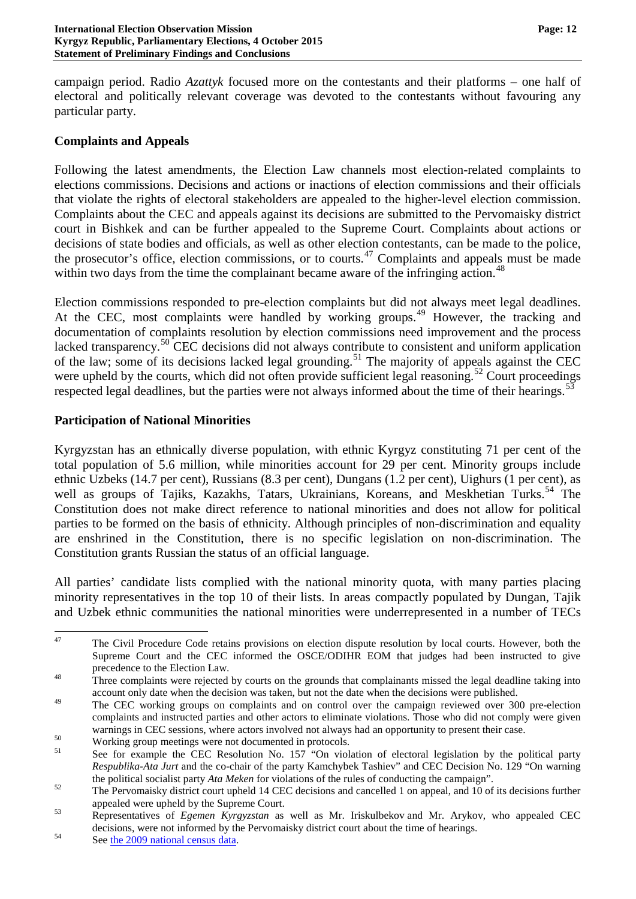campaign period. Radio *Azattyk* focused more on the contestants and their platforms – one half of electoral and politically relevant coverage was devoted to the contestants without favouring any particular party.

## Complaints and Appeals

Following the latest amendments, the Election Law channels most election-related complaints to elections commissions. Decisions and actions or inactions of election commissions and their officials that violate the rights of electoral stakeholders are appealed to the higher-level election commission. Complaints about the CEC and appeals against its decisions are submitted to the Pervomaisky district court in Bishkek and can be further appealed to the Supreme Court. Complaints about actions or decisions of state bodies and officials, as well as other election contestants, can be made to the police, the prosecutor's office, election commissions, or to courts.[47] Complaints and appeals must be made within two days from the time the complainant became aware of the infringing action.[48]

Election commissions responded to pre-election complaints but did not always meet legal deadlines. At the CEC, most complaints were handled by working groups.[49] However, the tracking and documentation of complaints resolution by election commissions need improvement and the process lacked transparency.[50] CEC decisions did not always contribute to consistent and uniform application of the law; some of its decisions lacked legal grounding.[51] The majority of appeals against the CEC were upheld by the courts, which did not often provide sufficient legal reasoning.[52] Court proceedings respected legal deadlines, but the parties were not always informed about the time of their hearings.[53]

## Participation of National Minorities

Kyrgyzstan has an ethnically diverse population, with ethnic Kyrgyz constituting 71 per cent of the total population of 5.6 million, while minorities account for 29 per cent. Minority groups include ethnic Uzbeks (14.7 per cent), Russians (8.3 per cent), Dungans (1.2 per cent), Uighurs (1 per cent), as well as groups of Tajiks, Kazakhs, Tatars, Ukrainians, Koreans, and Meskhetian Turks.[54] The Constitution does not make direct reference to national minorities and does not allow for political parties to be formed on the basis of ethnicity. Although principles of non-discrimination and equality are enshrined in the Constitution, there is no specific legislation on non-discrimination. The Constitution grants Russian the status of an official language.

All parties' candidate lists complied with the national minority quota, with many parties placing minority representatives in the top 10 of their lists. In areas compactly populated by Dungan, Tajik and Uzbek ethnic communities the national minorities were underrepresented in a number of TECs

---

[47] The Civil Procedure Code retains provisions on election dispute resolution by local courts. However, both the Supreme Court and the CEC informed the OSCE/ODIHR EOM that judges had been instructed to give precedence to the Election Law.

[48] Three complaints were rejected by courts on the grounds that complainants missed the legal deadline taking into account only date when the decision was taken, but not the date when the decisions were published.

[49] The CEC working groups on complaints and on control over the campaign reviewed over 300 pre-election complaints and instructed parties and other actors to eliminate violations. Those who did not comply were given warnings in CEC sessions, where actors involved not always had an opportunity to present their case.

[50] Working group meetings were not documented in protocols.

[51] See for example the CEC Resolution No. 157 "On violation of electoral legislation by the political party *Respublika-Ata Jurt* and the co-chair of the party Kamchybek Tashiev" and CEC Decision No. 129 "On warning the political socialist party *Ata Meken* for violations of the rules of conducting the campaign".

[52] The Pervomaisky district court upheld 14 CEC decisions and cancelled 1 on appeal, and 10 of its decisions further appealed were upheld by the Supreme Court.

[53] Representatives of *Egemen Kyrgyzstan* as well as Mr. Iriskulbekov and Mr. Arykov, who appealed CEC decisions, were not informed by the Pervomaisky district court about the time of hearings.

[54] See the 2009 national census data.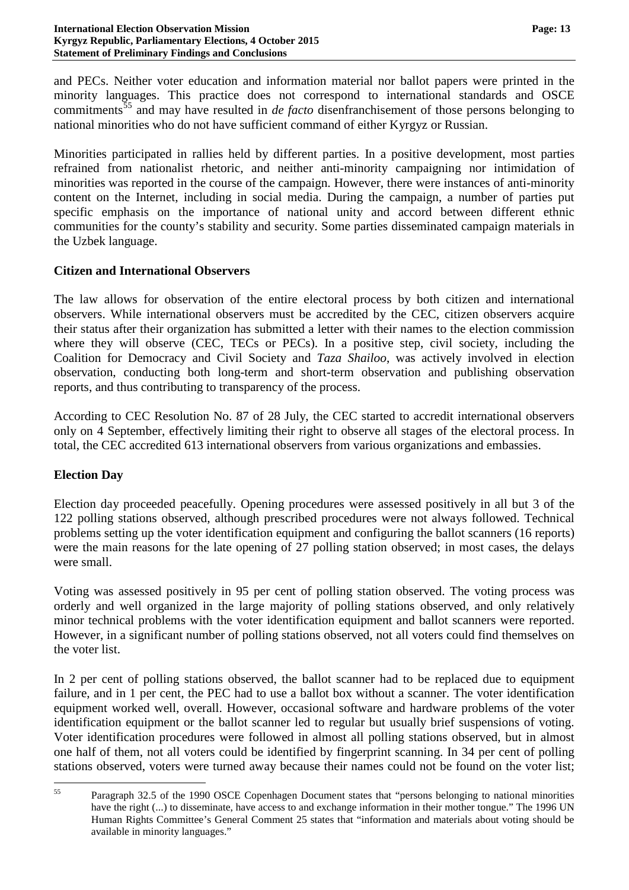and PECs. Neither voter education and information material nor ballot papers were printed in the minority languages. This practice does not correspond to international standards and OSCE commitments[55] and may have resulted in *de facto* disenfranchisement of those persons belonging to national minorities who do not have sufficient command of either Kyrgyz or Russian.

Minorities participated in rallies held by different parties. In a positive development, most parties refrained from nationalist rhetoric, and neither anti-minority campaigning nor intimidation of minorities was reported in the course of the campaign. However, there were instances of anti-minority content on the Internet, including in social media. During the campaign, a number of parties put specific emphasis on the importance of national unity and accord between different ethnic communities for the county's stability and security. Some parties disseminated campaign materials in the Uzbek language.

## Citizen and International Observers

The law allows for observation of the entire electoral process by both citizen and international observers. While international observers must be accredited by the CEC, citizen observers acquire their status after their organization has submitted a letter with their names to the election commission where they will observe (CEC, TECs or PECs). In a positive step, civil society, including the Coalition for Democracy and Civil Society and *Taza Shailoo*, was actively involved in election observation, conducting both long-term and short-term observation and publishing observation reports, and thus contributing to transparency of the process.

According to CEC Resolution No. 87 of 28 July, the CEC started to accredit international observers only on 4 September, effectively limiting their right to observe all stages of the electoral process. In total, the CEC accredited 613 international observers from various organizations and embassies.

## Election Day

Election day proceeded peacefully. Opening procedures were assessed positively in all but 3 of the 122 polling stations observed, although prescribed procedures were not always followed. Technical problems setting up the voter identification equipment and configuring the ballot scanners (16 reports) were the main reasons for the late opening of 27 polling station observed; in most cases, the delays were small.

Voting was assessed positively in 95 per cent of polling station observed. The voting process was orderly and well organized in the large majority of polling stations observed, and only relatively minor technical problems with the voter identification equipment and ballot scanners were reported. However, in a significant number of polling stations observed, not all voters could find themselves on the voter list.

In 2 per cent of polling stations observed, the ballot scanner had to be replaced due to equipment failure, and in 1 per cent, the PEC had to use a ballot box without a scanner. The voter identification equipment worked well, overall. However, occasional software and hardware problems of the voter identification equipment or the ballot scanner led to regular but usually brief suspensions of voting. Voter identification procedures were followed in almost all polling stations observed, but in almost one half of them, not all voters could be identified by fingerprint scanning. In 34 per cent of polling stations observed, voters were turned away because their names could not be found on the voter list;

---

[55] Paragraph 32.5 of the 1990 OSCE Copenhagen Document states that "persons belonging to national minorities have the right (...) to disseminate, have access to and exchange information in their mother tongue." The 1996 UN Human Rights Committee's General Comment 25 states that "information and materials about voting should be available in minority languages."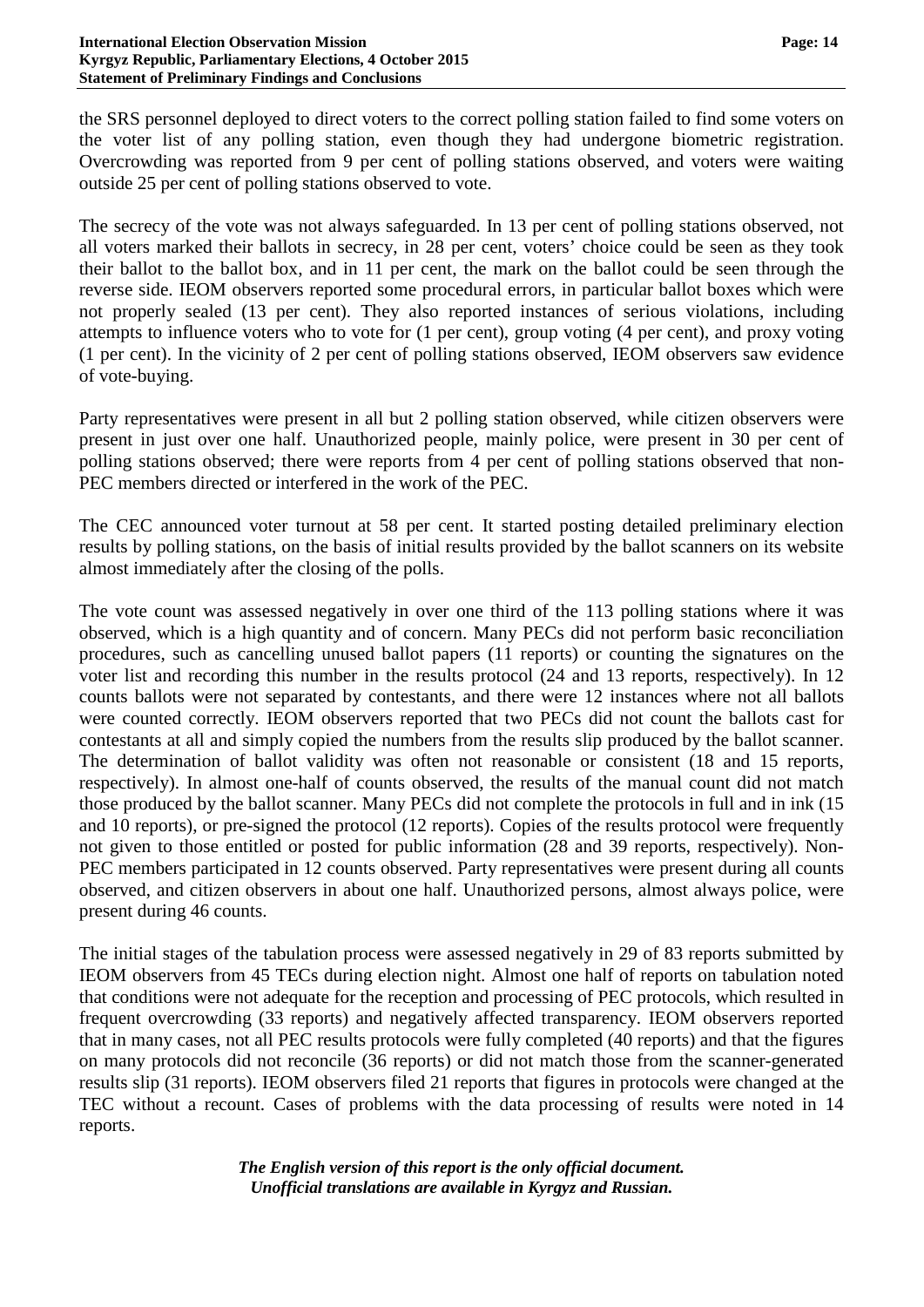the SRS personnel deployed to direct voters to the correct polling station failed to find some voters on the voter list of any polling station, even though they had undergone biometric registration. Overcrowding was reported from 9 per cent of polling stations observed, and voters were waiting outside 25 per cent of polling stations observed to vote.

The secrecy of the vote was not always safeguarded. In 13 per cent of polling stations observed, not all voters marked their ballots in secrecy, in 28 per cent, voters' choice could be seen as they took their ballot to the ballot box, and in 11 per cent, the mark on the ballot could be seen through the reverse side. IEOM observers reported some procedural errors, in particular ballot boxes which were not properly sealed (13 per cent). They also reported instances of serious violations, including attempts to influence voters who to vote for (1 per cent), group voting (4 per cent), and proxy voting (1 per cent). In the vicinity of 2 per cent of polling stations observed, IEOM observers saw evidence of vote-buying.

Party representatives were present in all but 2 polling station observed, while citizen observers were present in just over one half. Unauthorized people, mainly police, were present in 30 per cent of polling stations observed; there were reports from 4 per cent of polling stations observed that non-PEC members directed or interfered in the work of the PEC.

The CEC announced voter turnout at 58 per cent. It started posting detailed preliminary election results by polling stations, on the basis of initial results provided by the ballot scanners on its website almost immediately after the closing of the polls.

The vote count was assessed negatively in over one third of the 113 polling stations where it was observed, which is a high quantity and of concern. Many PECs did not perform basic reconciliation procedures, such as cancelling unused ballot papers (11 reports) or counting the signatures on the voter list and recording this number in the results protocol (24 and 13 reports, respectively). In 12 counts ballots were not separated by contestants, and there were 12 instances where not all ballots were counted correctly. IEOM observers reported that two PECs did not count the ballots cast for contestants at all and simply copied the numbers from the results slip produced by the ballot scanner. The determination of ballot validity was often not reasonable or consistent (18 and 15 reports, respectively). In almost one-half of counts observed, the results of the manual count did not match those produced by the ballot scanner. Many PECs did not complete the protocols in full and in ink (15 and 10 reports), or pre-signed the protocol (12 reports). Copies of the results protocol were frequently not given to those entitled or posted for public information (28 and 39 reports, respectively). Non-PEC members participated in 12 counts observed. Party representatives were present during all counts observed, and citizen observers in about one half. Unauthorized persons, almost always police, were present during 46 counts.

The initial stages of the tabulation process were assessed negatively in 29 of 83 reports submitted by IEOM observers from 45 TECs during election night. Almost one half of reports on tabulation noted that conditions were not adequate for the reception and processing of PEC protocols, which resulted in frequent overcrowding (33 reports) and negatively affected transparency. IEOM observers reported that in many cases, not all PEC results protocols were fully completed (40 reports) and that the figures on many protocols did not reconcile (36 reports) or did not match those from the scanner-generated results slip (31 reports). IEOM observers filed 21 reports that figures in protocols were changed at the TEC without a recount. Cases of problems with the data processing of results were noted in 14 reports.

***The English version of this report is the only official document.***
***Unofficial translations are available in Kyrgyz and Russian.***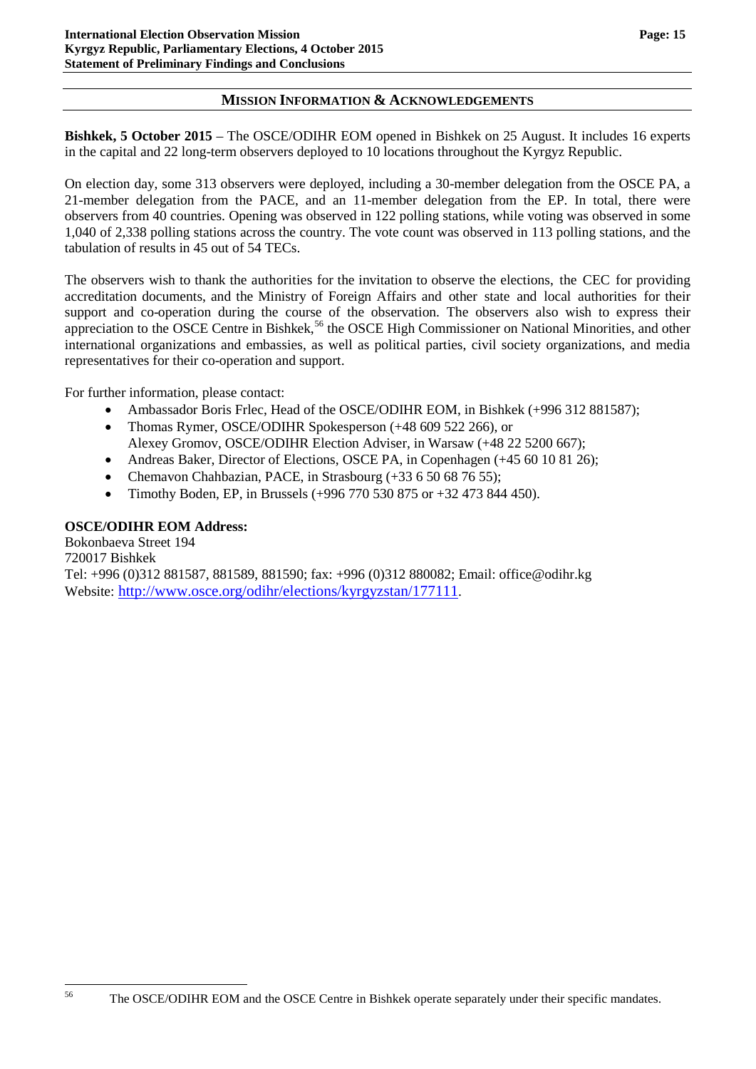## MISSION INFORMATION & ACKNOWLEDGEMENTS

**Bishkek, 5 October 2015** – The OSCE/ODIHR EOM opened in Bishkek on 25 August. It includes 16 experts in the capital and 22 long-term observers deployed to 10 locations throughout the Kyrgyz Republic.

On election day, some 313 observers were deployed, including a 30-member delegation from the OSCE PA, a 21-member delegation from the PACE, and an 11-member delegation from the EP. In total, there were observers from 40 countries. Opening was observed in 122 polling stations, while voting was observed in some 1,040 of 2,338 polling stations across the country. The vote count was observed in 113 polling stations, and the tabulation of results in 45 out of 54 TECs.

The observers wish to thank the authorities for the invitation to observe the elections, the CEC for providing accreditation documents, and the Ministry of Foreign Affairs and other state and local authorities for their support and co-operation during the course of the observation. The observers also wish to express their appreciation to the OSCE Centre in Bishkek,[56] the OSCE High Commissioner on National Minorities, and other international organizations and embassies, as well as political parties, civil society organizations, and media representatives for their co-operation and support.

For further information, please contact:

- Ambassador Boris Frlec, Head of the OSCE/ODIHR EOM, in Bishkek (+996 312 881587);
- Thomas Rymer, OSCE/ODIHR Spokesperson (+48 609 522 266), or Alexey Gromov, OSCE/ODIHR Election Adviser, in Warsaw (+48 22 5200 667);
- Andreas Baker, Director of Elections, OSCE PA, in Copenhagen (+45 60 10 81 26);
- Chemavon Chahbazian, PACE, in Strasbourg (+33 6 50 68 76 55);
- Timothy Boden, EP, in Brussels (+996 770 530 875 or +32 473 844 450).

**OSCE/ODIHR EOM Address:**
Bokonbaeva Street 194
720017 Bishkek
Tel: +996 (0)312 881587, 881589, 881590; fax: +996 (0)312 880082; Email: office@odihr.kg
Website: http://www.osce.org/odihr/elections/kyrgyzstan/177111.

[56] The OSCE/ODIHR EOM and the OSCE Centre in Bishkek operate separately under their specific mandates.